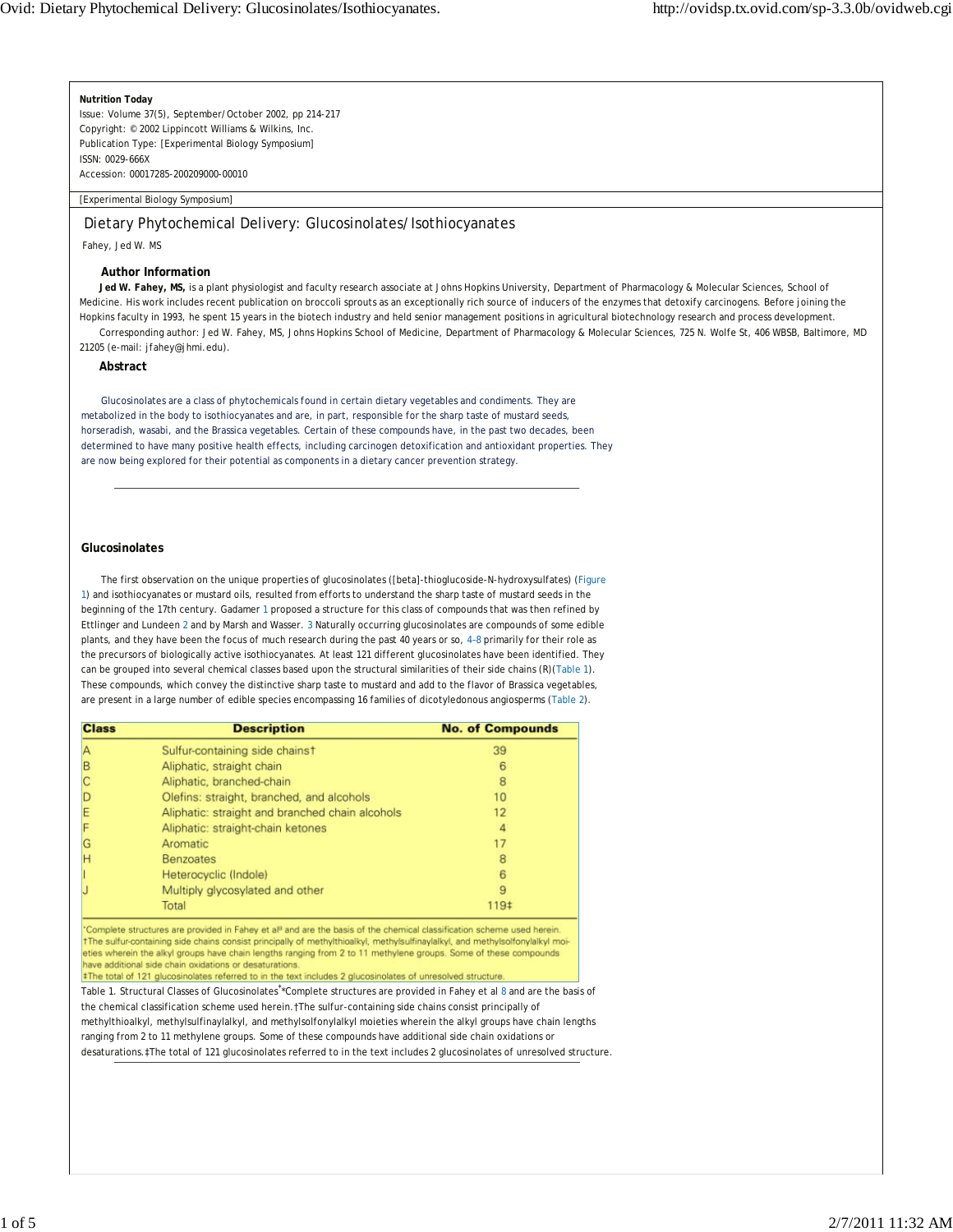**Nutrition Today**
Issue: Volume 37(5), September/October 2002, pp 214-217
Copyright: © 2002 Lippincott Williams & Wilkins, Inc.
Publication Type: [Experimental Biology Symposium]
ISSN: 0029-666X
Accession: 00017285-200209000-00010

[Experimental Biology Symposium]

# Dietary Phytochemical Delivery: Glucosinolates/Isothiocyanates

Fahey, Jed W. MS

### Author Information

**Jed W. Fahey, MS,** is a plant physiologist and faculty research associate at Johns Hopkins University, Department of Pharmacology & Molecular Sciences, School of Medicine. His work includes recent publication on broccoli sprouts as an exceptionally rich source of inducers of the enzymes that detoxify carcinogens. Before joining the Hopkins faculty in 1993, he spent 15 years in the biotech industry and held senior management positions in agricultural biotechnology research and process development.

Corresponding author: Jed W. Fahey, MS, Johns Hopkins School of Medicine, Department of Pharmacology & Molecular Sciences, 725 N. Wolfe St, 406 WBSB, Baltimore, MD 21205 (e-mail: jfahey@jhmi.edu).

### Abstract

Glucosinolates are a class of phytochemicals found in certain dietary vegetables and condiments. They are metabolized in the body to isothiocyanates and are, in part, responsible for the sharp taste of mustard seeds, horseradish, wasabi, and the Brassica vegetables. Certain of these compounds have, in the past two decades, been determined to have many positive health effects, including carcinogen detoxification and antioxidant properties. They are now being explored for their potential as components in a dietary cancer prevention strategy.

---

## Glucosinolates

The first observation on the unique properties of glucosinolates ([beta]-thioglucoside-N-hydroxysulfates) (Figure 1) and isothiocyanates or mustard oils, resulted from efforts to understand the sharp taste of mustard seeds in the beginning of the 17th century. Gadamer [1] proposed a structure for this class of compounds that was then refined by Ettlinger and Lundeen [2] and by Marsh and Wasser. [3] Naturally occurring glucosinolates are compounds of some edible plants, and they have been the focus of much research during the past 40 years or so, [4–8] primarily for their role as the precursors of biologically active isothiocyanates. At least 121 different glucosinolates have been identified. They can be grouped into several chemical classes based upon the structural similarities of their side chains (R)(Table 1). These compounds, which convey the distinctive sharp taste to mustard and add to the flavor of Brassica vegetables, are present in a large number of edible species encompassing 16 families of dicotyledonous angiosperms (Table 2).

| Class | Description | No. of Compounds |
|---|---|---|
| A | Sulfur-containing side chains† | 39 |
| B | Aliphatic, straight chain | 6 |
| C | Aliphatic, branched-chain | 8 |
| D | Olefins: straight, branched, and alcohols | 10 |
| E | Aliphatic: straight and branched chain alcohols | 12 |
| F | Aliphatic: straight-chain ketones | 4 |
| G | Aromatic | 17 |
| H | Benzoates | 8 |
| I | Heterocyclic (Indole) | 6 |
| J | Multiply glycosylated and other | 9 |
| | Total | 119‡ |

Table 1. Structural Classes of Glucosinolates* *Complete structures are provided in Fahey et al [8] and are the basis of the chemical classification scheme used herein. †The sulfur-containing side chains consist principally of methylthioalkyl, methylsulfinaylalkyl, and methylsolfonylalkyl moieties wherein the alkyl groups have chain lengths ranging from 2 to 11 methylene groups. Some of these compounds have additional side chain oxidations or desaturations. ‡The total of 121 glucosinolates referred to in the text includes 2 glucosinolates of unresolved structure.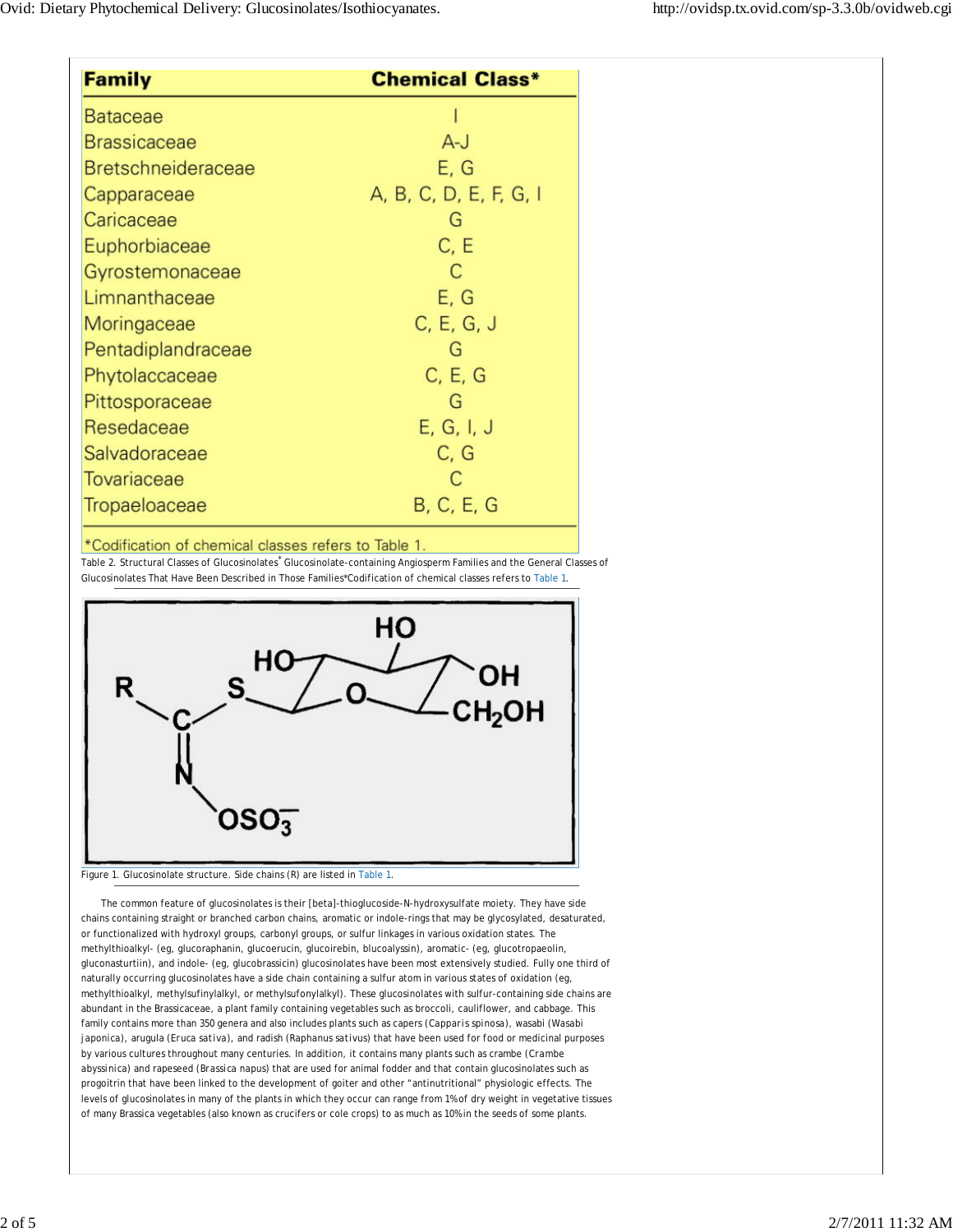| Family | Chemical Class* |
| --- | --- |
| Bataceae | I |
| Brassicaceae | A-J |
| Bretschneideraceae | E, G |
| Capparaceae | A, B, C, D, E, F, G, I |
| Caricaceae | G |
| Euphorbiaceae | C, E |
| Gyrostemonaceae | C |
| Limnanthaceae | E, G |
| Moringaceae | C, E, G, J |
| Pentadiplandraceae | G |
| Phytolaccaceae | C, E, G |
| Pittosporaceae | G |
| Resedaceae | E, G, I, J |
| Salvadoraceae | C, G |
| Tovariaceae | C |
| Tropaeloaceae | B, C, E, G |

*Codification of chemical classes refers to Table 1.

Table 2. Structural Classes of Glucosinolates* Glucosinolate-containing Angiosperm Families and the General Classes of Glucosinolates That Have Been Described in Those Families*Codification of chemical classes refers to Table 1.

Figure 1. Glucosinolate structure. Side chains (R) are listed in Table 1.

The common feature of glucosinolates is their [beta]-thioglucoside-N-hydroxysulfate moiety. They have side chains containing straight or branched carbon chains, aromatic or indole-rings that may be glycosylated, desaturated, or functionalized with hydroxyl groups, carbonyl groups, or sulfur linkages in various oxidation states. The methylthioalkyl- (eg, glucoraphanin, glucoerucin, glucoirebin, blucoalyssin), aromatic- (eg, glucotropaeolin, gluconasturtiin), and indole- (eg, glucobrassicin) glucosinolates have been most extensively studied. Fully one third of naturally occurring glucosinolates have a side chain containing a sulfur atom in various states of oxidation (eg, methylthioalkyl, methylsufinylalkyl, or methylsufonylalkyl). These glucosinolates with sulfur-containing side chains are abundant in the Brassicaceae, a plant family containing vegetables such as broccoli, cauliflower, and cabbage. This family contains more than 350 genera and also includes plants such as capers (*Capparis spinosa*), wasabi (*Wasabi japonica*), arugula (*Eruca sativa*), and radish (*Raphanus sativus*) that have been used for food or medicinal purposes by various cultures throughout many centuries. In addition, it contains many plants such as crambe (*Crambe abyssinica*) and rapeseed (*Brassica napus*) that are used for animal fodder and that contain glucosinolates such as progoitrin that have been linked to the development of goiter and other "antinutritional" physiologic effects. The levels of glucosinolates in many of the plants in which they occur can range from 1% of dry weight in vegetative tissues of many Brassica vegetables (also known as crucifers or cole crops) to as much as 10% in the seeds of some plants.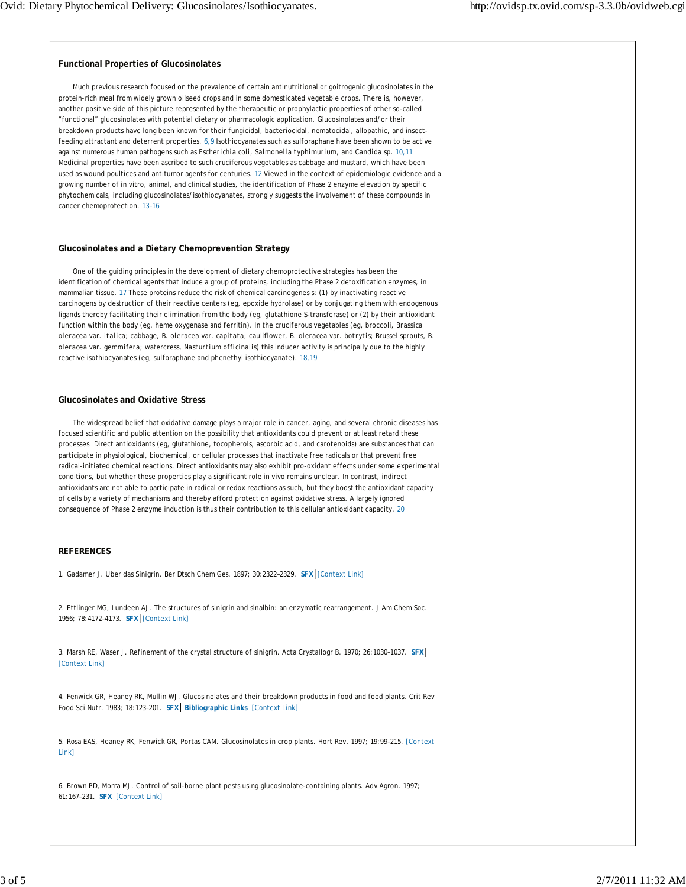### Functional Properties of Glucosinolates

Much previous research focused on the prevalence of certain antinutritional or goitrogenic glucosinolates in the protein-rich meal from widely grown oilseed crops and in some domesticated vegetable crops. There is, however, another positive side of this picture represented by the therapeutic or prophylactic properties of other so-called "functional" glucosinolates with potential dietary or pharmacologic application. Glucosinolates and/or their breakdown products have long been known for their fungicidal, bacteriocidal, nematocidal, allopathic, and insect-feeding attractant and deterrent properties. [6,9] Isothiocyanates such as sulforaphane have been shown to be active against numerous human pathogens such as *Escherichia coli*, *Salmonella typhimurium*, and *Candida* sp. [10,11] Medicinal properties have been ascribed to such cruciferous vegetables as cabbage and mustard, which have been used as wound poultices and antitumor agents for centuries. [12] Viewed in the context of epidemiologic evidence and a growing number of in vitro, animal, and clinical studies, the identification of Phase 2 enzyme elevation by specific phytochemicals, including glucosinolates/isothiocyanates, strongly suggests the involvement of these compounds in cancer chemoprotection. [13–16]

### Glucosinolates and a Dietary Chemoprevention Strategy

One of the guiding principles in the development of dietary chemoprotective strategies has been the identification of chemical agents that induce a group of proteins, including the Phase 2 detoxification enzymes, in mammalian tissue. [17] These proteins reduce the risk of chemical carcinogenesis: (1) by inactivating reactive carcinogens by destruction of their reactive centers (eg, epoxide hydrolase) or by conjugating them with endogenous ligands thereby facilitating their elimination from the body (eg, glutathione S-transferase) or (2) by their antioxidant function within the body (eg, heme oxygenase and ferritin). In the cruciferous vegetables (eg, broccoli, *Brassica oleracea* var. *italica*; cabbage, *B. oleracea* var. *capitata*; cauliflower, *B. oleracea* var. *botrytis*; Brussel sprouts, *B. oleracea* var. *gemmifera*; watercress, *Nasturtium officinalis*) this inducer activity is principally due to the highly reactive isothiocyanates (eg, sulforaphane and phenethyl isothiocyanate). [18,19]

### Glucosinolates and Oxidative Stress

The widespread belief that oxidative damage plays a major role in cancer, aging, and several chronic diseases has focused scientific and public attention on the possibility that antioxidants could prevent or at least retard these processes. Direct antioxidants (eg, glutathione, tocopherols, ascorbic acid, and carotenoids) are substances that can participate in physiological, biochemical, or cellular processes that inactivate free radicals or that prevent free radical-initiated chemical reactions. Direct antioxidants may also exhibit pro-oxidant effects under some experimental conditions, but whether these properties play a significant role in vivo remains unclear. In contrast, indirect antioxidants are not able to participate in radical or redox reactions as such, but they boost the antioxidant capacity of cells by a variety of mechanisms and thereby afford protection against oxidative stress. A largely ignored consequence of Phase 2 enzyme induction is thus their contribution to this cellular antioxidant capacity. [20]

### REFERENCES

1. Gadamer J. Uber das Sinigrin. Ber Dtsch Chem Ges. 1897; 30:2322–2329. SFX [Context Link]

2. Ettlinger MG, Lundeen AJ. The structures of sinigrin and sinalbin: an enzymatic rearrangement. J Am Chem Soc. 1956; 78:4172–4173. SFX [Context Link]

3. Marsh RE, Waser J. Refinement of the crystal structure of sinigrin. Acta Crystallogr B. 1970; 26:1030–1037. SFX [Context Link]

4. Fenwick GR, Heaney RK, Mullin WJ. Glucosinolates and their breakdown products in food and food plants. Crit Rev Food Sci Nutr. 1983; 18:123–201. SFX Bibliographic Links [Context Link]

5. Rosa EAS, Heaney RK, Fenwick GR, Portas CAM. Glucosinolates in crop plants. Hort Rev. 1997; 19:99–215. [Context Link]

6. Brown PD, Morra MJ. Control of soil-borne plant pests using glucosinolate-containing plants. Adv Agron. 1997; 61:167–231. SFX [Context Link]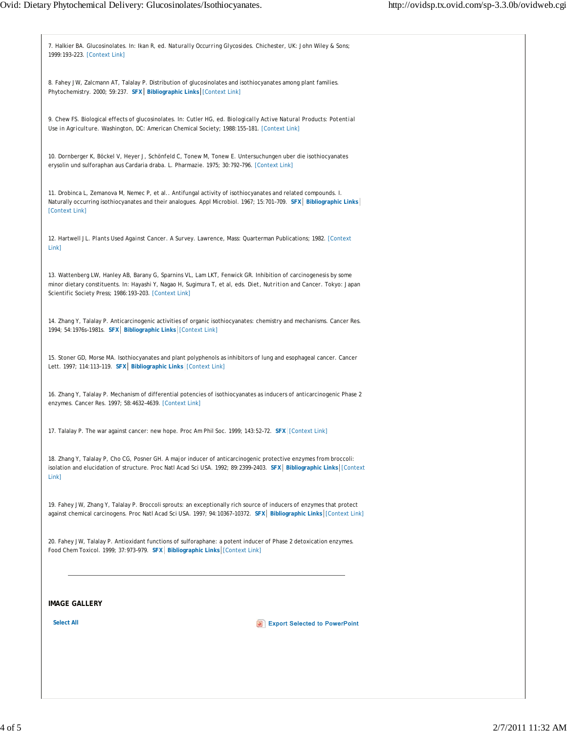7. Halkier BA. Glucosinolates. In: Ikan R, ed. Naturally Occurring Glycosides. Chichester, UK: John Wiley & Sons; 1999:193–223. [Context Link]

8. Fahey JW, Zalcmann AT, Talalay P. Distribution of glucosinolates and isothiocyanates among plant families. Phytochemistry. 2000; 59:237. SFX | Bibliographic Links | [Context Link]

9. Chew FS. Biological effects of glucosinolates. In: Cutler HG, ed. Biologically Active Natural Products: Potential Use in Agriculture. Washington, DC: American Chemical Society; 1988:155–181. [Context Link]

10. Dornberger K, Böckel V, Heyer J, Schönfeld C, Tonew M, Tonew E. Untersuchungen uber die isothiocyanates erysolin und sulforaphan aus Cardaria draba. L. Pharmazie. 1975; 30:792–796. [Context Link]

11. Drobinca L, Zemanova M, Nemec P, et al.. Antifungal activity of isothiocyanates and related compounds. I. Naturally occurring isothiocyanates and their analogues. Appl Microbiol. 1967; 15:701–709. SFX | Bibliographic Links | [Context Link]

12. Hartwell JL. Plants Used Against Cancer. A Survey. Lawrence, Mass: Quarterman Publications; 1982. [Context Link]

13. Wattenberg LW, Hanley AB, Barany G, Sparnins VL, Lam LKT, Fenwick GR. Inhibition of carcinogenesis by some minor dietary constituents. In: Hayashi Y, Nagao H, Sugimura T, et al, eds. Diet, Nutrition and Cancer. Tokyo: Japan Scientific Society Press; 1986:193–203. [Context Link]

14. Zhang Y, Talalay P. Anticarcinogenic activities of organic isothiocyanates: chemistry and mechanisms. Cancer Res. 1994; 54:1976s–1981s. SFX | Bibliographic Links | [Context Link]

15. Stoner GD, Morse MA. Isothiocyanates and plant polyphenols as inhibitors of lung and esophageal cancer. Cancer Lett. 1997; 114:113–119. SFX | Bibliographic Links | [Context Link]

16. Zhang Y, Talalay P. Mechanism of differential potencies of isothiocyanates as inducers of anticarcinogenic Phase 2 enzymes. Cancer Res. 1997; 58:4632–4639. [Context Link]

17. Talalay P. The war against cancer: new hope. Proc Am Phil Soc. 1999; 143:52–72. SFX | [Context Link]

18. Zhang Y, Talalay P, Cho CG, Posner GH. A major inducer of anticarcinogenic protective enzymes from broccoli: isolation and elucidation of structure. Proc Natl Acad Sci USA. 1992; 89:2399–2403. SFX | Bibliographic Links | [Context Link]

19. Fahey JW, Zhang Y, Talalay P. Broccoli sprouts: an exceptionally rich source of inducers of enzymes that protect against chemical carcinogens. Proc Natl Acad Sci USA. 1997; 94:10367–10372. SFX | Bibliographic Links | [Context Link]

20. Fahey JW, Talalay P. Antioxidant functions of sulforaphane: a potent inducer of Phase 2 detoxication enzymes. Food Chem Toxicol. 1999; 37:973–979. SFX | Bibliographic Links | [Context Link]

---

## IMAGE GALLERY

Select All

Export Selected to PowerPoint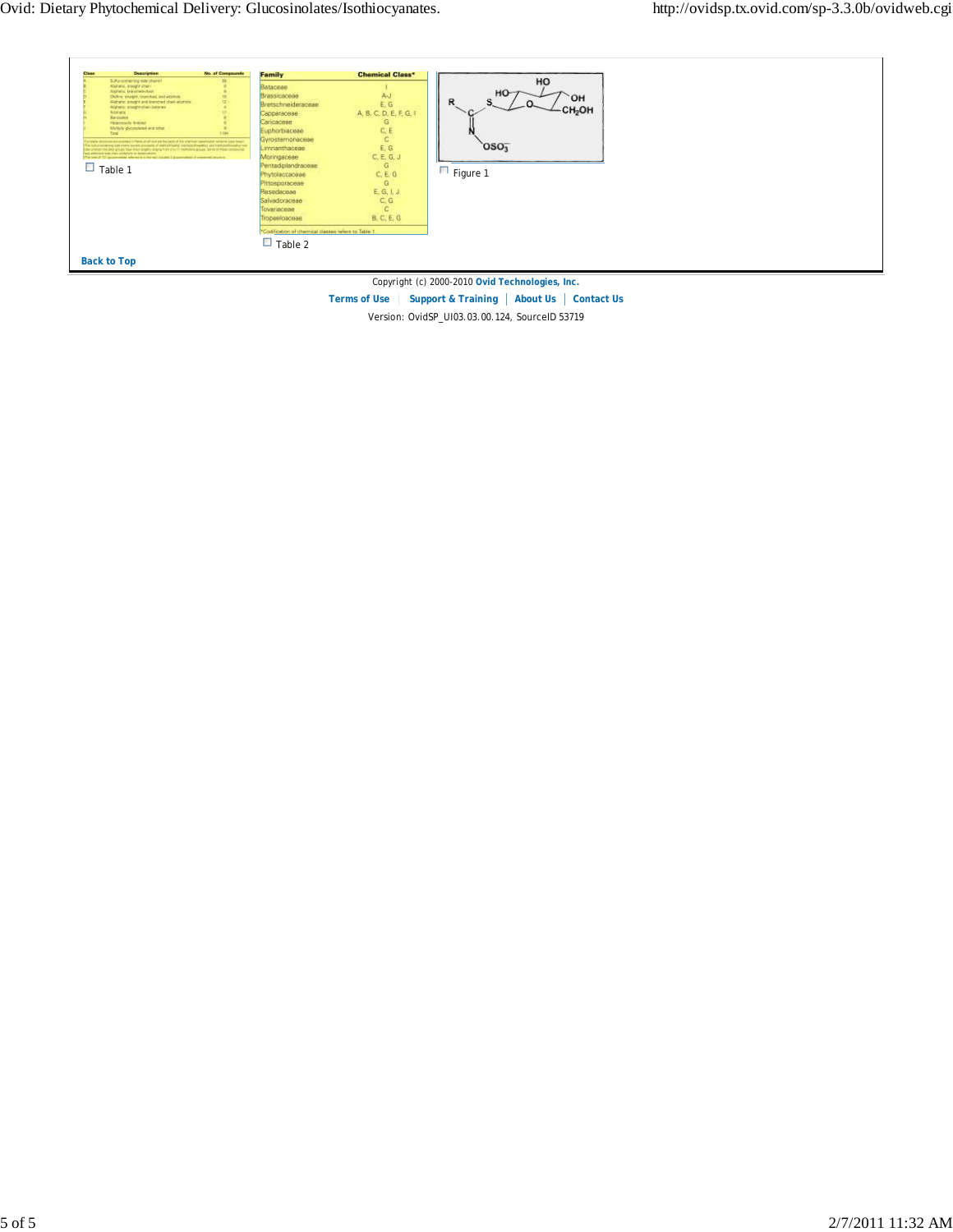| Class | Description | No. of Compounds |
|---|---|---|
| A | Sulfur-containing side chains | 24 |
| B | Aliphatic, straight chain | 6 |
| C | Aliphatic, branched-chain | 8 |
| D | Olefins, straight, branched, and alcohols | 10 |
| E | Aliphatic straight and branched chain alcohols | 12 |
| F | Aliphatic, straight-chain ketones | 4 |
| G | Aromatic | 17 |
| H | Benzoates | 6 |
| I | Heterocyclic (indole) | 6 |
| J | Multiple glycosylated and other | 9 |
| | Total | 1-104 |

Table 1

| Family | Chemical Class* |
|---|---|
| Bataceae | I |
| Brassicaceae | A-J |
| Bretschneideraceae | E, G |
| Capparaceae | A, B, C, D, E, F, G, I |
| Caricaceae | G |
| Euphorbiaceae | C, E |
| Gyrostemonaceae | C |
| Limnanthaceae | E, G |
| Moringaceae | C, E, G, J |
| Pentadiplandraceae | G |
| Phytolaccaceae | C, E, G |
| Pittosporaceae | G |
| Resedaceae | E, G, I, J |
| Salvadoraceae | C, G |
| Tovariaceae | C |
| Tropaeolaceae | B, C, E, G |

*Codification of chemical classes refers to Table 1.

Table 2

Figure 1

Back to Top